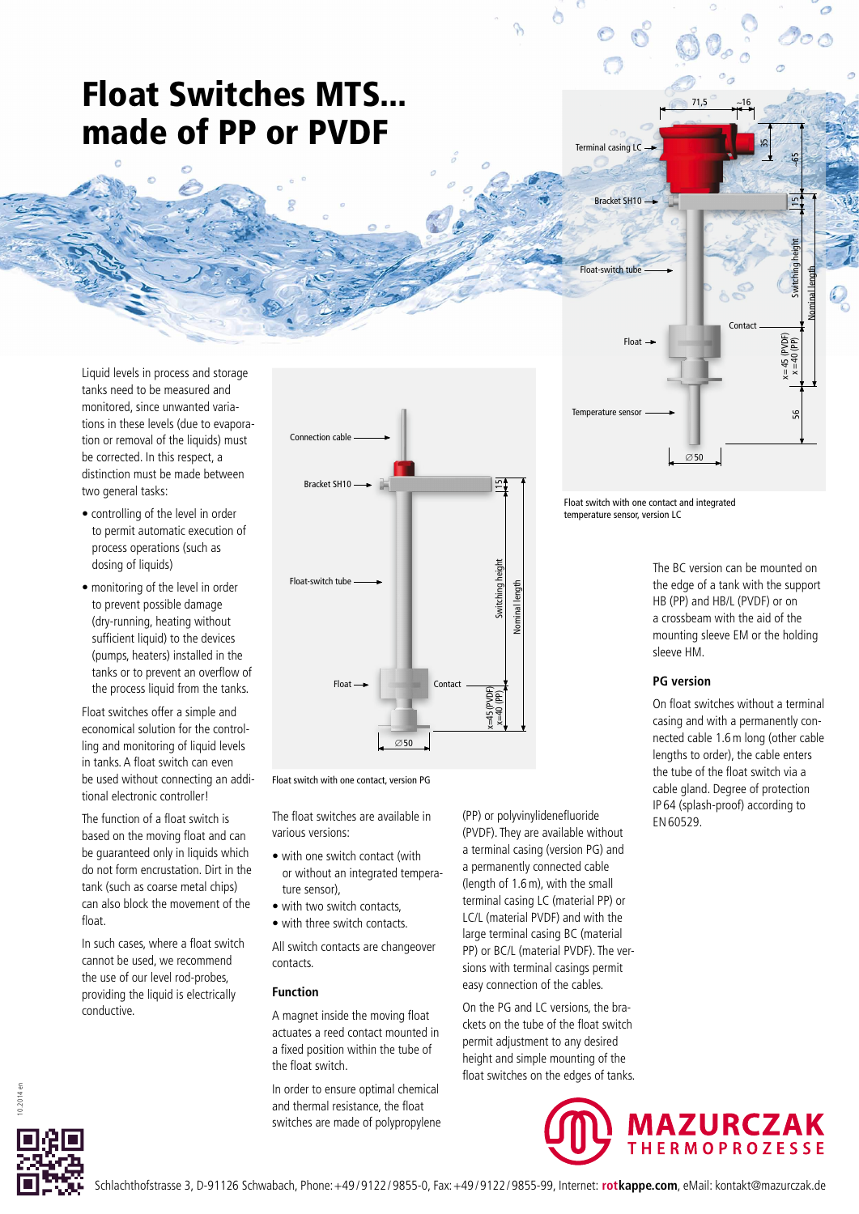# Float Switches MTS... made of PP or PVDF

Liquid levels in process and storage tanks need to be measured and monitored, since unwanted variations in these levels (due to evaporation or removal of the liquids) must be corrected. In this respect, a distinction must be made between two general tasks:

- controlling of the level in order to permit automatic execution of process operations (such as dosing of liquids)
- monitoring of the level in order to prevent possible damage (dry-running, heating without sufficient liquid) to the devices (pumps, heaters) installed in the tanks or to prevent an overflow of the process liquid from the tanks.

Float switches offer a simple and economical solution for the controlling and monitoring of liquid levels in tanks. A float switch can even be used without connecting an additional electronic controller!

The function of a float switch is based on the moving float and can be guaranteed only in liquids which do not form encrustation. Dirt in the tank (such as coarse metal chips) can also block the movement of the float.

In such cases, where a float switch cannot be used, we recommend the use of our level rod-probes, providing the liquid is electrically conductive.

Float switch with one contact, version PG

Float switch with one contact and integrated temperature sensor, version LC

The float switches are available in various versions:

- with one switch contact (with or without an integrated temperature sensor),
- with two switch contacts,
- with three switch contacts.

All switch contacts are changeover contacts.

## Function

A magnet inside the moving float actuates a reed contact mounted in a fixed position within the tube of the float switch.

In order to ensure optimal chemical and thermal resistance, the float switches are made of polypropylene (PP) or polyvinylidenefluoride (PVDF). They are available without a terminal casing (version PG) and a permanently connected cable (length of 1.6 m), with the small terminal casing LC (material PP) or LC/L (material PVDF) and with the large terminal casing BC (material PP) or BC/L (material PVDF). The versions with terminal casings permit easy connection of the cables.

On the PG and LC versions, the brackets on the tube of the float switch permit adjustment to any desired height and simple mounting of the float switches on the edges of tanks.

The BC version can be mounted on the edge of a tank with the support HB (PP) and HB/L (PVDF) or on a crossbeam with the aid of the mounting sleeve EM or the holding sleeve HM.

## PG version

On float switches without a terminal casing and with a permanently connected cable 1.6 m long (other cable lengths to order), the cables enters the tube of the float switch via a cable gland. Degree of protection IP 64 (splash-proof) according to EN 60529.

Schlachthofstrasse 3, D-91126 Schwabach, Phone: +49/9122/9855-0, Fax: +49/9122/9855-99, Internet: rotkappe.com, eMail: kontakt@mazurczak.de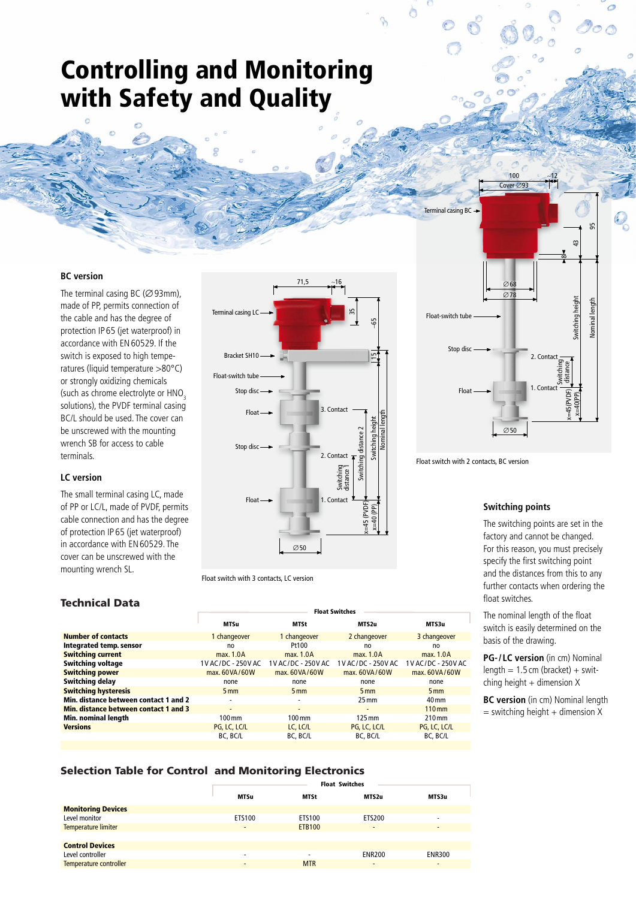# Controlling and Monitoring with Safety and Quality

### BC version

The terminal casing BC (∅93mm), made of PP, permits connection of the cable and has the degree of protection IP 65 (jet waterproof) in accordance with EN 60529. If the switch is exposed to high temperatures (liquid temperature >80°C) or strongly oxidizing chemicals (such as chrome electrolyte or $HNO_3$ solutions), the PVDF terminal casing BC/L should be used. The cover can be unscrewed with the mounting wrench SB for access to cable terminals.

### LC version

The small terminal casing LC, made of PP or LC/L, made of PVDF, permits cable connection and has the degree of protection IP 65 (jet waterproof) in accordance with EN 60529. The cover can be unscrewed with the mounting wrench SL.

71,5
~16
Terminal casing LC
35
~65
Bracket SH10
15
Float-switch tube
Stop disc
Float
3. Contact
Stop disc
2. Contact
Switching distance 2
Switching height
Nominal length
Switching distance 1
Float
1. Contact
x=45 (PVDF)
x=40 (PP)
∅50

Float switch with 3 contacts, LC version

100
~12
Cover ∅93
Terminal casing BC
95
43
8
∅68
∅78
Float-switch tube
Switching height
Nominal length
Stop disc
2. Contact
Switching distance
Float
1. Contact
x=45 (PVDF)
x=40 (PP)
∅50

Float switch with 2 contacts, BC version

### Switching points

The switching points are set in the factory and cannot be changed. For this reason, you must precisely specify the first switching point and the distances from this to any further contacts when ordering the float switches.

The nominal length of the float switch is easily determined on the basis of the drawing.

**PG- / LC version** (in cm) Nominal length = 1.5 cm (bracket) + switching height + dimension X

**BC version** (in cm) Nominal length = switching height + dimension X

## Technical Data

| | Float Switches | | | |
|---|---|---|---|---|
| | **MTSu** | **MTSt** | **MTS2u** | **MTS3u** |
| **Number of contacts** | 1 changeover | 1 changeover | 2 changeover | 3 changeover |
| **Integrated temp. sensor** | no | Pt100 | no | no |
| **Switching current** | max. 1.0A | max. 1.0A | max. 1.0A | max. 1.0A |
| **Switching voltage** | 1 V AC/DC - 250 V AC | 1 V AC/DC - 250 V AC | 1 V AC/DC - 250 V AC | 1 V AC/DC - 250 V AC |
| **Switching power** | max. 60 VA / 60 W | max. 60 VA / 60 W | max. 60 VA / 60 W | max. 60 VA / 60 W |
| **Switching delay** | none | none | none | none |
| **Switching hysteresis** | 5 mm | 5 mm | 5 mm | 5 mm |
| **Min. distance between contact 1 and 2** | - | - | 25 mm | 40 mm |
| **Min. distance between contact 1 and 3** | - | - | - | 110 mm |
| **Min. nominal length** | 100 mm | 100 mm | 125 mm | 210 mm |
| **Versions** | PG, LC, LC/L<br>BC, BC/L | LC, LC/L<br>BC, BC/L | PG, LC, LC/L<br>BC, BC/L | PG, LC, LC/L<br>BC, BC/L |

## Selection Table for Control and Monitoring Electronics

| | Float Switches | | | |
|---|---|---|---|---|
| | **MTSu** | **MTSt** | **MTS2u** | **MTS3u** |
| **Monitoring Devices** | | | | |
| Level monitor | ETS100 | ETS100 | ETS200 | - |
| Temperature limiter | - | ETB100 | - | - |
| **Control Devices** | | | | |
| Level controller | - | - | ENR200 | ENR300 |
| Temperature controller | - | MTR | - | - |